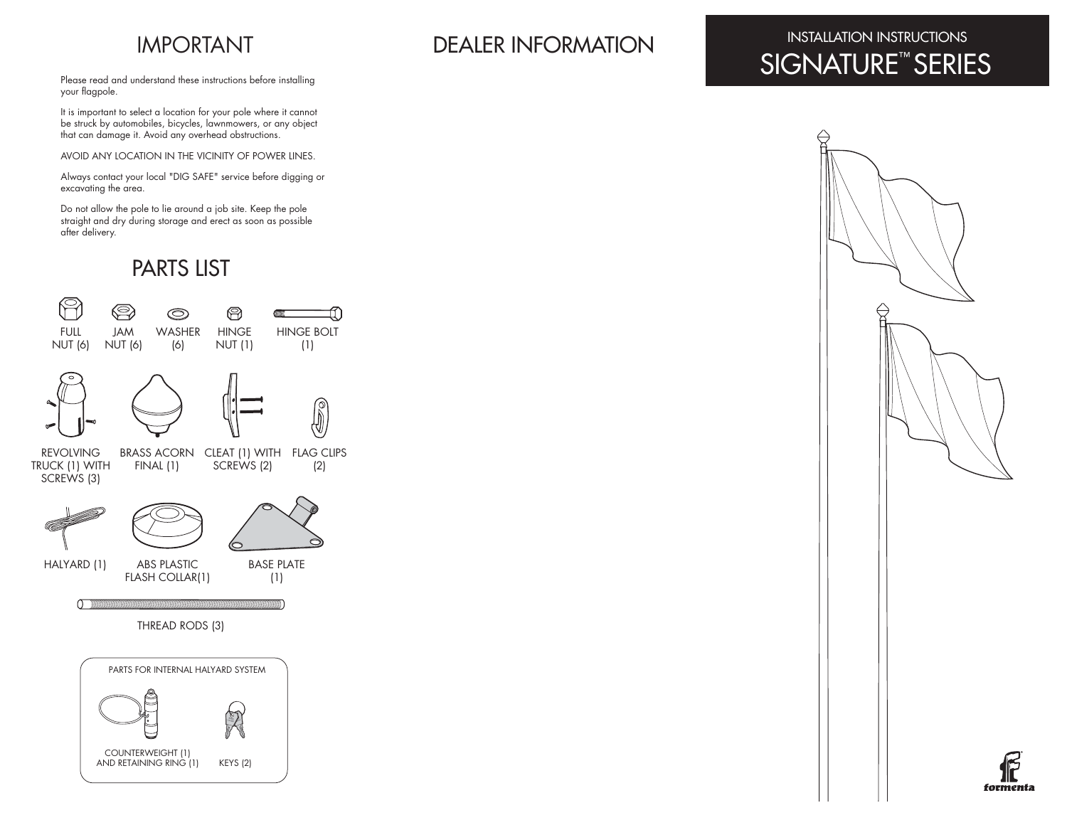# IMPORTANT

Please read and understand these instructions before installing your flagpole.

It is important to select a location for your pole where it cannot be struck by automobiles, bicycles, lawnmowers, or any object that can damage it. Avoid any overhead obstructions.

AVOID ANY LOCATION IN THE VICINITY OF POWER LINES.

Always contact your local "DIG SAFE" service before digging or excavating the area.

Do not allow the pole to lie around a job site. Keep the pole straight and dry during storage and erect as soon as possible after delivery.

# PARTS LIST

- FULL NUT (6)
- JAM NUT (6)
- WASHER (6)
- HINGE NUT (1)
- HINGE BOLT (1)
- REVOLVING TRUCK (1) WITH SCREWS (3)
- BRASS ACORN FINAL (1)
- CLEAT (1) WITH SCREWS (2)
- FLAG CLIPS (2)
- HALYARD (1)
- ABS PLASTIC FLASH COLLAR(1)
- BASE PLATE (1)
- THREAD RODS (3)

PARTS FOR INTERNAL HALYARD SYSTEM

- COUNTERWEIGHT (1) AND RETAINING RING (1)
- KEYS (2)

# DEALER INFORMATION

INSTALLATION INSTRUCTIONS

# SIGNATURE™ SERIES

formenta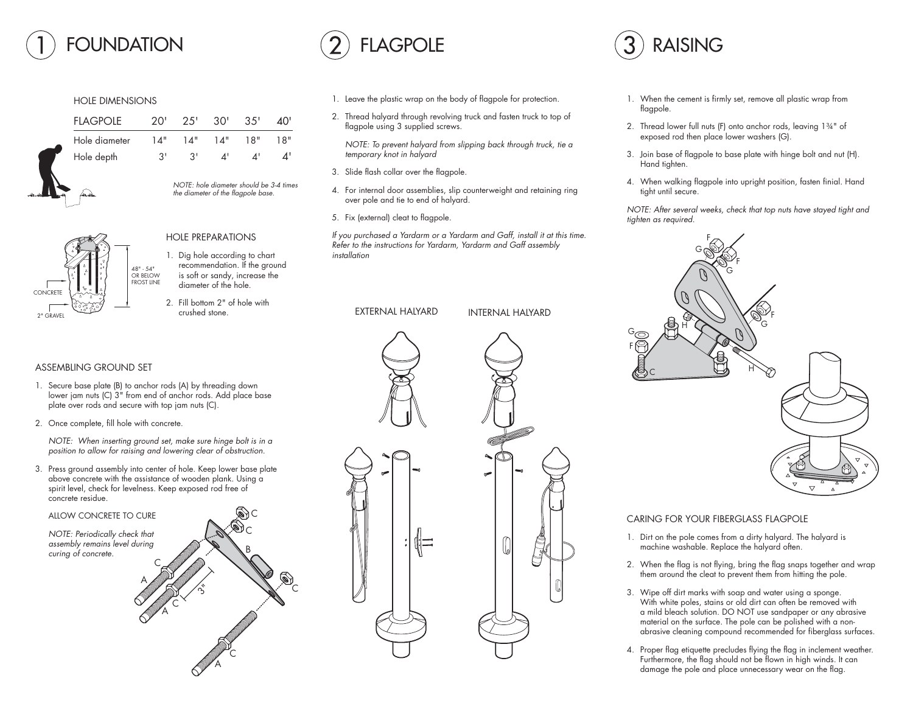# 1 FOUNDATION

HOLE DIMENSIONS

| FLAGPOLE | 20' | 25' | 30' | 35' | 40' |
|---|---|---|---|---|---|
| Hole diameter | 14" | 14" | 14" | 18" | 18" |
| Hole depth | 3' | 3' | 4' | 4' | 4' |

*NOTE: hole diameter should be 3-4 times the diameter of the flagpole base.*

CONCRETE

2" GRAVEL

48" - 54" OR BELOW FROST LINE

HOLE PREPARATIONS

1. Dig hole according to chart recommendation. If the ground is soft or sandy, increase the diameter of the hole.
2. Fill bottom 2" of hole with crushed stone.

ASSEMBLING GROUND SET

1. Secure base plate (B) to anchor rods (A) by threading down lower jam nuts (C) 3" from end of anchor rods. Add place base plate over rods and secure with top jam nuts (C).
2. Once complete, fill hole with concrete.

   *NOTE: When inserting ground set, make sure hinge bolt is in a position to allow for raising and lowering clear of obstruction.*

3. Press ground assembly into center of hole. Keep lower base plate above concrete with the assistance of wooden plank. Using a spirit level, check for levelness. Keep exposed rod free of concrete residue.

ALLOW CONCRETE TO CURE

*NOTE: Periodically check that assembly remains level during curing of concrete.*

# 2 FLAGPOLE

1. Leave the plastic wrap on the body of flagpole for protection.
2. Thread halyard through revolving truck and fasten truck to top of flagpole using 3 supplied screws.

   *NOTE: To prevent halyard from slipping back through truck, tie a temporary knot in halyard*

3. Slide flash collar over the flagpole.
4. For internal door assemblies, slip counterweight and retaining ring over pole and tie to end of halyard.
5. Fix (external) cleat to flagpole.

*If you purchased a Yardarm or a Yardarm and Gaff, install it at this time. Refer to the instructions for Yardarm, Yardarm and Gaff assembly installation*

EXTERNAL HALYARD

INTERNAL HALYARD

# 3 RAISING

1. When the cement is firmly set, remove all plastic wrap from flagpole.
2. Thread lower full nuts (F) onto anchor rods, leaving 1¾" of exposed rod then place lower washers (G).
3. Join base of flagpole to base plate with hinge bolt and nut (H). Hand tighten.
4. When walking flagpole into upright position, fasten finial. Hand tight until secure.

*NOTE: After several weeks, check that top nuts have stayed tight and tighten as required.*

CARING FOR YOUR FIBERGLASS FLAGPOLE

1. Dirt on the pole comes from a dirty halyard. The halyard is machine washable. Replace the halyard often.
2. When the flag is not flying, bring the flag snaps together and wrap them around the cleat to prevent them from hitting the pole.
3. Wipe off dirt marks with soap and water using a sponge. With white poles, stains or old dirt can often be removed with a mild bleach solution. DO NOT use sandpaper or any abrasive material on the surface. The pole can be polished with a non-abrasive cleaning compound recommended for fiberglass surfaces.
4. Proper flag etiquette precludes flying the flag in inclement weather. Furthermore, the flag should not be flown in high winds. It can damage the pole and place unnecessary wear on the flag.